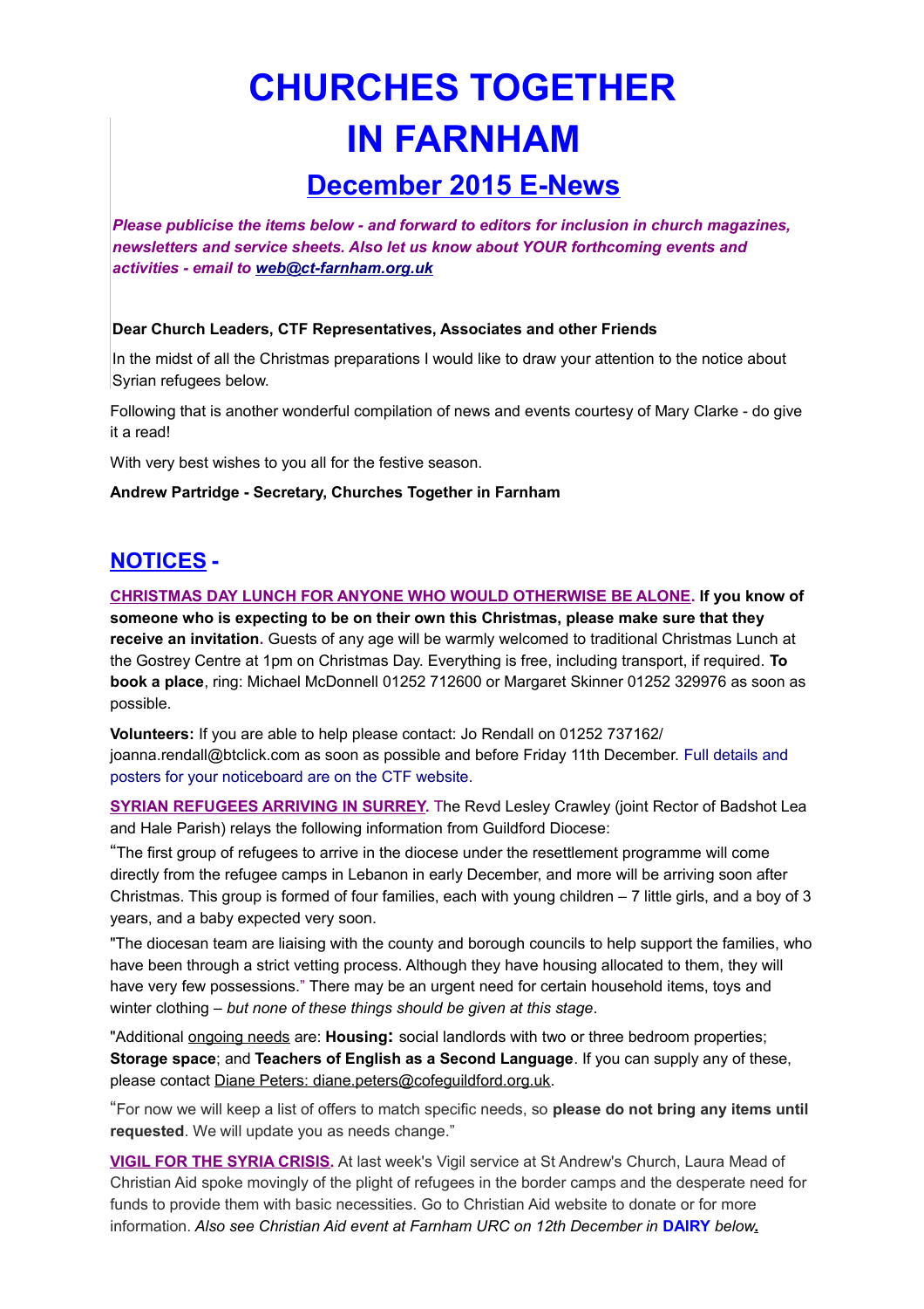# CHURCHES TOGETHER IN FARNHAM

## December 2015 E-News

***Please publicise the items below - and forward to editors for inclusion in church magazines, newsletters and service sheets. Also let us know about YOUR forthcoming events and activities - email to web@ct-farnham.org.uk***

**Dear Church Leaders, CTF Representatives, Associates and other Friends**

In the midst of all the Christmas preparations I would like to draw your attention to the notice about Syrian refugees below.

Following that is another wonderful compilation of news and events courtesy of Mary Clarke - do give it a read!

With very best wishes to you all for the festive season.

**Andrew Partridge - Secretary, Churches Together in Farnham**

## NOTICES -

**CHRISTMAS DAY LUNCH FOR ANYONE WHO WOULD OTHERWISE BE ALONE. If you know of someone who is expecting to be on their own this Christmas, please make sure that they receive an invitation.** Guests of any age will be warmly welcomed to traditional Christmas Lunch at the Gostrey Centre at 1pm on Christmas Day. Everything is free, including transport, if required. **To book a place**, ring: Michael McDonnell 01252 712600 or Margaret Skinner 01252 329976 as soon as possible.

**Volunteers:** If you are able to help please contact: Jo Rendall on 01252 737162/ joanna.rendall@btclick.com as soon as possible and before Friday 11th December. Full details and posters for your noticeboard are on the CTF website.

**SYRIAN REFUGEES ARRIVING IN SURREY.** The Revd Lesley Crawley (joint Rector of Badshot Lea and Hale Parish) relays the following information from Guildford Diocese:

"The first group of refugees to arrive in the diocese under the resettlement programme will come directly from the refugee camps in Lebanon in early December, and more will be arriving soon after Christmas. This group is formed of four families, each with young children – 7 little girls, and a boy of 3 years, and a baby expected very soon.

"The diocesan team are liaising with the county and borough councils to help support the families, who have been through a strict vetting process. Although they have housing allocated to them, they will have very few possessions." There may be an urgent need for certain household items, toys and winter clothing – *but none of these things should be given at this stage*.

"Additional ongoing needs are: **Housing:** social landlords with two or three bedroom properties; **Storage space**; and **Teachers of English as a Second Language**. If you can supply any of these, please contact Diane Peters: diane.peters@cofeguildford.org.uk.

"For now we will keep a list of offers to match specific needs, so **please do not bring any items until requested**. We will update you as needs change."

**VIGIL FOR THE SYRIA CRISIS.** At last week's Vigil service at St Andrew's Church, Laura Mead of Christian Aid spoke movingly of the plight of refugees in the border camps and the desperate need for funds to provide them with basic necessities. Go to Christian Aid website to donate or for more information. *Also see Christian Aid event at Farnham URC on 12th December in* **DAIRY** *below.*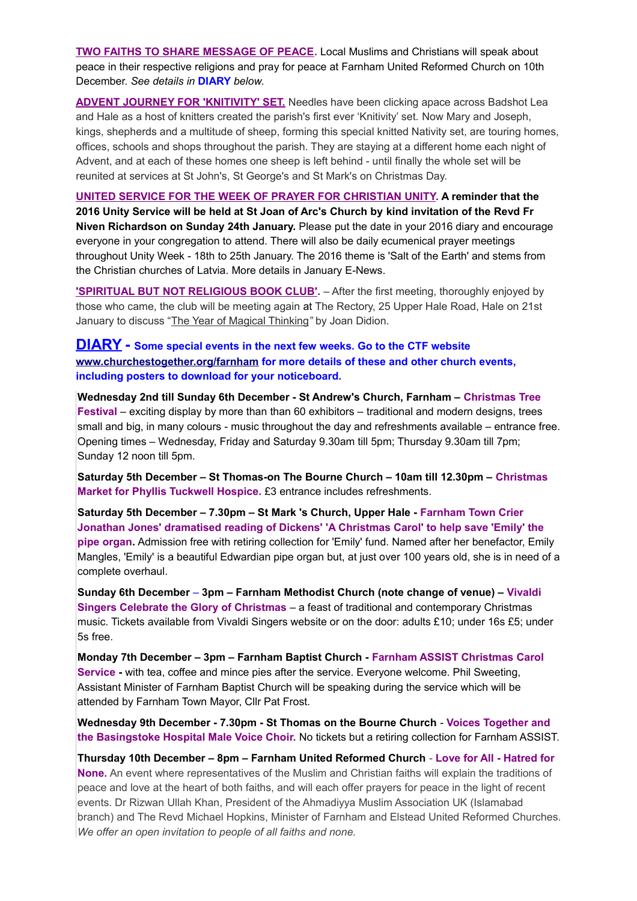**TWO FAITHS TO SHARE MESSAGE OF PEACE.** Local Muslims and Christians will speak about peace in their respective religions and pray for peace at Farnham United Reformed Church on 10th December. *See details in* **DIARY** *below.*

**ADVENT JOURNEY FOR 'KNITIVITY' SET.** Needles have been clicking apace across Badshot Lea and Hale as a host of knitters created the parish's first ever 'Knitivity' set. Now Mary and Joseph, kings, shepherds and a multitude of sheep, forming this special knitted Nativity set, are touring homes, offices, schools and shops throughout the parish. They are staying at a different home each night of Advent, and at each of these homes one sheep is left behind - until finally the whole set will be reunited at services at St John's, St George's and St Mark's on Christmas Day.

**UNITED SERVICE FOR THE WEEK OF PRAYER FOR CHRISTIAN UNITY. A reminder that the 2016 Unity Service will be held at St Joan of Arc's Church by kind invitation of the Revd Fr Niven Richardson on Sunday 24th January.** Please put the date in your 2016 diary and encourage everyone in your congregation to attend. There will also be daily ecumenical prayer meetings throughout Unity Week - 18th to 25th January. The 2016 theme is 'Salt of the Earth' and stems from the Christian churches of Latvia. More details in January E-News.

**'SPIRITUAL BUT NOT RELIGIOUS BOOK CLUB'.** – After the first meeting, thoroughly enjoyed by those who came, the club will be meeting again at The Rectory, 25 Upper Hale Road, Hale on 21st January to discuss "The Year of Magical Thinking*"* by Joan Didion.

## DIARY - Some special events in the next few weeks. Go to the CTF website www.churchestogether.org/farnham for more details of these and other church events, including posters to download for your noticeboard.

**Wednesday 2nd till Sunday 6th December - St Andrew's Church, Farnham – Christmas Tree Festival** – exciting display by more than than 60 exhibitors – traditional and modern designs, trees small and big, in many colours - music throughout the day and refreshments available – entrance free. Opening times – Wednesday, Friday and Saturday 9.30am till 5pm; Thursday 9.30am till 7pm; Sunday 12 noon till 5pm.

**Saturday 5th December – St Thomas-on The Bourne Church – 10am till 12.30pm – Christmas Market for Phyllis Tuckwell Hospice.** £3 entrance includes refreshments.

**Saturday 5th December – 7.30pm – St Mark 's Church, Upper Hale - Farnham Town Crier Jonathan Jones' dramatised reading of Dickens' 'A Christmas Carol' to help save 'Emily' the pipe organ.** Admission free with retiring collection for 'Emily' fund. Named after her benefactor, Emily Mangles, 'Emily' is a beautiful Edwardian pipe organ but, at just over 100 years old, she is in need of a complete overhaul.

**Sunday 6th December – 3pm – Farnham Methodist Church (note change of venue) – Vivaldi Singers Celebrate the Glory of Christmas** – a feast of traditional and contemporary Christmas music. Tickets available from Vivaldi Singers website or on the door: adults £10; under 16s £5; under 5s free.

**Monday 7th December – 3pm – Farnham Baptist Church - Farnham ASSIST Christmas Carol Service -** with tea, coffee and mince pies after the service. Everyone welcome. Phil Sweeting, Assistant Minister of Farnham Baptist Church will be speaking during the service which will be attended by Farnham Town Mayor, Cllr Pat Frost.

**Wednesday 9th December - 7.30pm - St Thomas on the Bourne Church - Voices Together and the Basingstoke Hospital Male Voice Choir.** No tickets but a retiring collection for Farnham ASSIST.

**Thursday 10th December – 8pm – Farnham United Reformed Church - Love for All - Hatred for None.** An event where representatives of the Muslim and Christian faiths will explain the traditions of peace and love at the heart of both faiths, and will each offer prayers for peace in the light of recent events. Dr Rizwan Ullah Khan, President of the Ahmadiyya Muslim Association UK (Islamabad branch) and The Revd Michael Hopkins, Minister of Farnham and Elstead United Reformed Churches. *We offer an open invitation to people of all faiths and none.*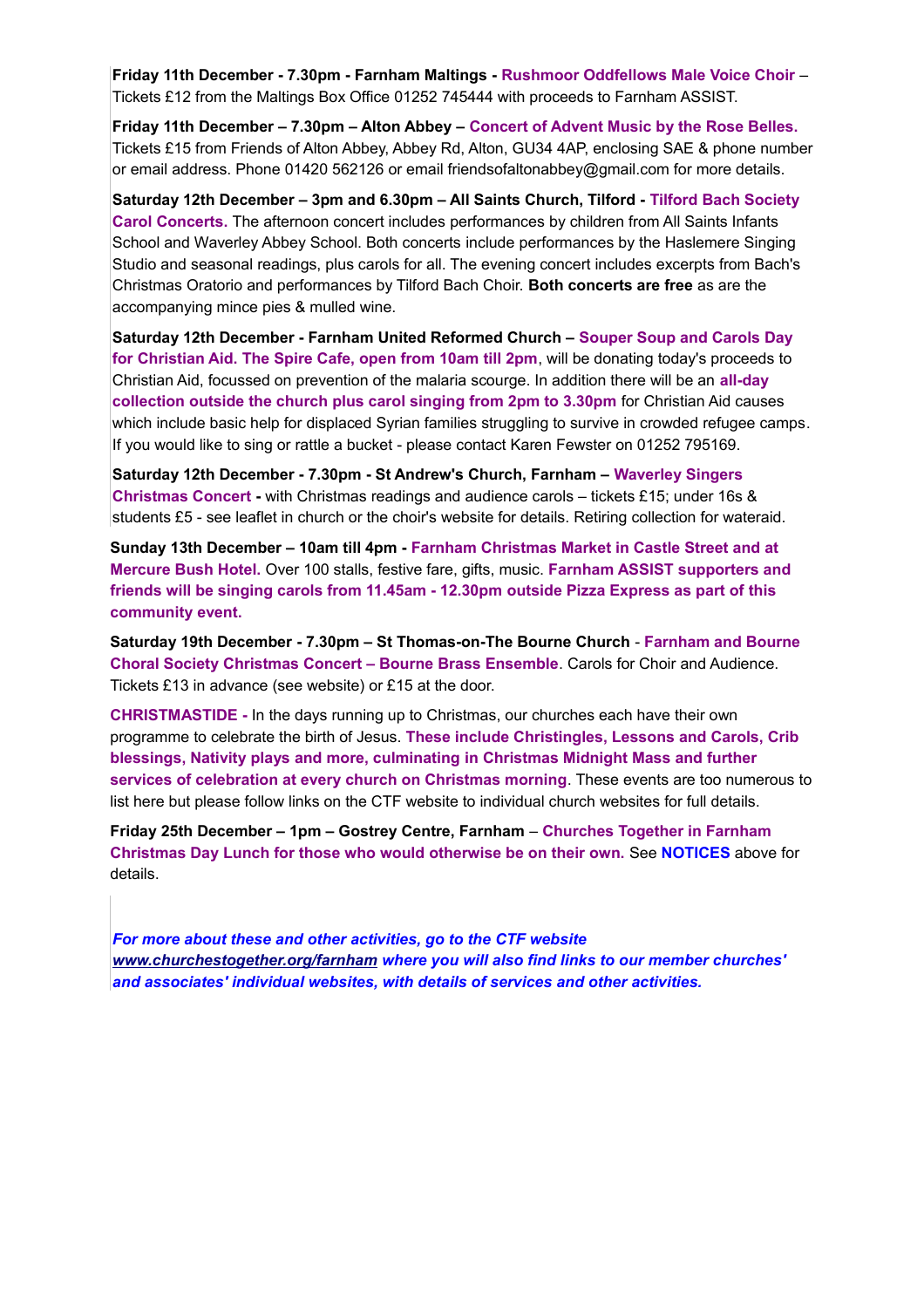**Friday 11th December - 7.30pm - Farnham Maltings - Rushmoor Oddfellows Male Voice Choir** – Tickets £12 from the Maltings Box Office 01252 745444 with proceeds to Farnham ASSIST.

**Friday 11th December – 7.30pm – Alton Abbey – Concert of Advent Music by the Rose Belles.** Tickets £15 from Friends of Alton Abbey, Abbey Rd, Alton, GU34 4AP, enclosing SAE & phone number or email address. Phone 01420 562126 or email friendsofaltonabbey@gmail.com for more details.

**Saturday 12th December – 3pm and 6.30pm – All Saints Church, Tilford - Tilford Bach Society Carol Concerts.** The afternoon concert includes performances by children from All Saints Infants School and Waverley Abbey School. Both concerts include performances by the Haslemere Singing Studio and seasonal readings, plus carols for all. The evening concert includes excerpts from Bach's Christmas Oratorio and performances by Tilford Bach Choir. **Both concerts are free** as are the accompanying mince pies & mulled wine.

**Saturday 12th December - Farnham United Reformed Church – Souper Soup and Carols Day for Christian Aid. The Spire Cafe, open from 10am till 2pm**, will be donating today's proceeds to Christian Aid, focussed on prevention of the malaria scourge. In addition there will be an **all-day collection outside the church plus carol singing from 2pm to 3.30pm** for Christian Aid causes which include basic help for displaced Syrian families struggling to survive in crowded refugee camps. If you would like to sing or rattle a bucket - please contact Karen Fewster on 01252 795169.

**Saturday 12th December - 7.30pm - St Andrew's Church, Farnham – Waverley Singers Christmas Concert -** with Christmas readings and audience carols – tickets £15; under 16s & students £5 - see leaflet in church or the choir's website for details. Retiring collection for wateraid.

**Sunday 13th December – 10am till 4pm - Farnham Christmas Market in Castle Street and at Mercure Bush Hotel.** Over 100 stalls, festive fare, gifts, music. **Farnham ASSIST supporters and friends will be singing carols from 11.45am - 12.30pm outside Pizza Express as part of this community event.**

**Saturday 19th December - 7.30pm – St Thomas-on-The Bourne Church - Farnham and Bourne Choral Society Christmas Concert – Bourne Brass Ensemble**. Carols for Choir and Audience. Tickets £13 in advance (see website) or £15 at the door.

**CHRISTMASTIDE -** In the days running up to Christmas, our churches each have their own programme to celebrate the birth of Jesus. **These include Christingles, Lessons and Carols, Crib blessings, Nativity plays and more, culminating in Christmas Midnight Mass and further services of celebration at every church on Christmas morning**. These events are too numerous to list here but please follow links on the CTF website to individual church websites for full details.

**Friday 25th December – 1pm – Gostrey Centre, Farnham – Churches Together in Farnham Christmas Day Lunch for those who would otherwise be on their own.** See **NOTICES** above for details.

***For more about these and other activities, go to the CTF website [www.churchestogether.org/farnham](www.churchestogether.org/farnham) where you will also find links to our member churches' and associates' individual websites, with details of services and other activities.***